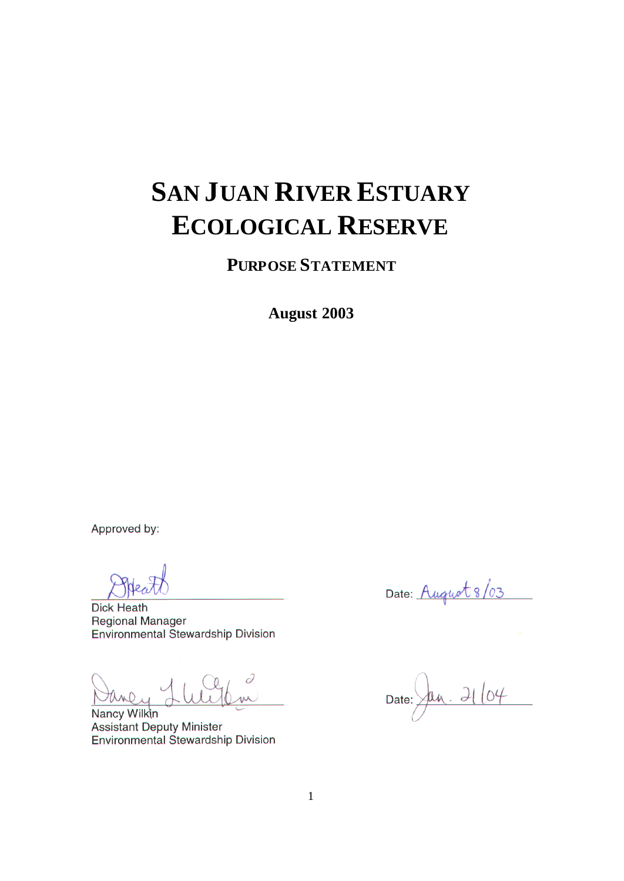# SAN JUAN RIVER ESTUARY ECOLOGICAL RESERVE

## PURPOSE STATEMENT

**August 2003**

Approved by:

Dick Heath
Regional Manager
Environmental Stewardship Division

Date: August 8/03

Nancy Wilkin
Assistant Deputy Minister
Environmental Stewardship Division

Date: Jan. 21/04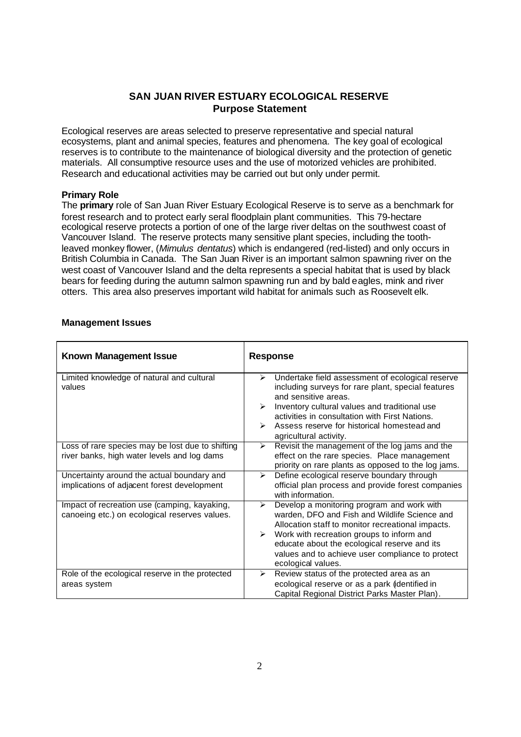## SAN JUAN RIVER ESTUARY ECOLOGICAL RESERVE
## Purpose Statement

Ecological reserves are areas selected to preserve representative and special natural ecosystems, plant and animal species, features and phenomena. The key goal of ecological reserves is to contribute to the maintenance of biological diversity and the protection of genetic materials. All consumptive resource uses and the use of motorized vehicles are prohibited. Research and educational activities may be carried out but only under permit.

### Primary Role

The **primary** role of San Juan River Estuary Ecological Reserve is to serve as a benchmark for forest research and to protect early seral floodplain plant communities. This 79-hectare ecological reserve protects a portion of one of the large river deltas on the southwest coast of Vancouver Island. The reserve protects many sensitive plant species, including the tooth-leaved monkey flower, (*Mimulus dentatus*) which is endangered (red-listed) and only occurs in British Columbia in Canada. The San Juan River is an important salmon spawning river on the west coast of Vancouver Island and the delta represents a special habitat that is used by black bears for feeding during the autumn salmon spawning run and by bald eagles, mink and river otters. This area also preserves important wild habitat for animals such as Roosevelt elk.

### Management Issues

| Known Management Issue | Response |
|---|---|
| Limited knowledge of natural and cultural values | ➢ Undertake field assessment of ecological reserve including surveys for rare plant, special features and sensitive areas.<br>➢ Inventory cultural values and traditional use activities in consultation with First Nations.<br>➢ Assess reserve for historical homestead and agricultural activity. |
| Loss of rare species may be lost due to shifting river banks, high water levels and log dams | ➢ Revisit the management of the log jams and the effect on the rare species. Place management priority on rare plants as opposed to the log jams. |
| Uncertainty around the actual boundary and implications of adjacent forest development | ➢ Define ecological reserve boundary through official plan process and provide forest companies with information. |
| Impact of recreation use (camping, kayaking, canoeing etc.) on ecological reserves values. | ➢ Develop a monitoring program and work with warden, DFO and Fish and Wildlife Science and Allocation staff to monitor recreational impacts.<br>➢ Work with recreation groups to inform and educate about the ecological reserve and its values and to achieve user compliance to protect ecological values. |
| Role of the ecological reserve in the protected areas system | ➢ Review status of the protected area as an ecological reserve or as a park (identified in Capital Regional District Parks Master Plan). |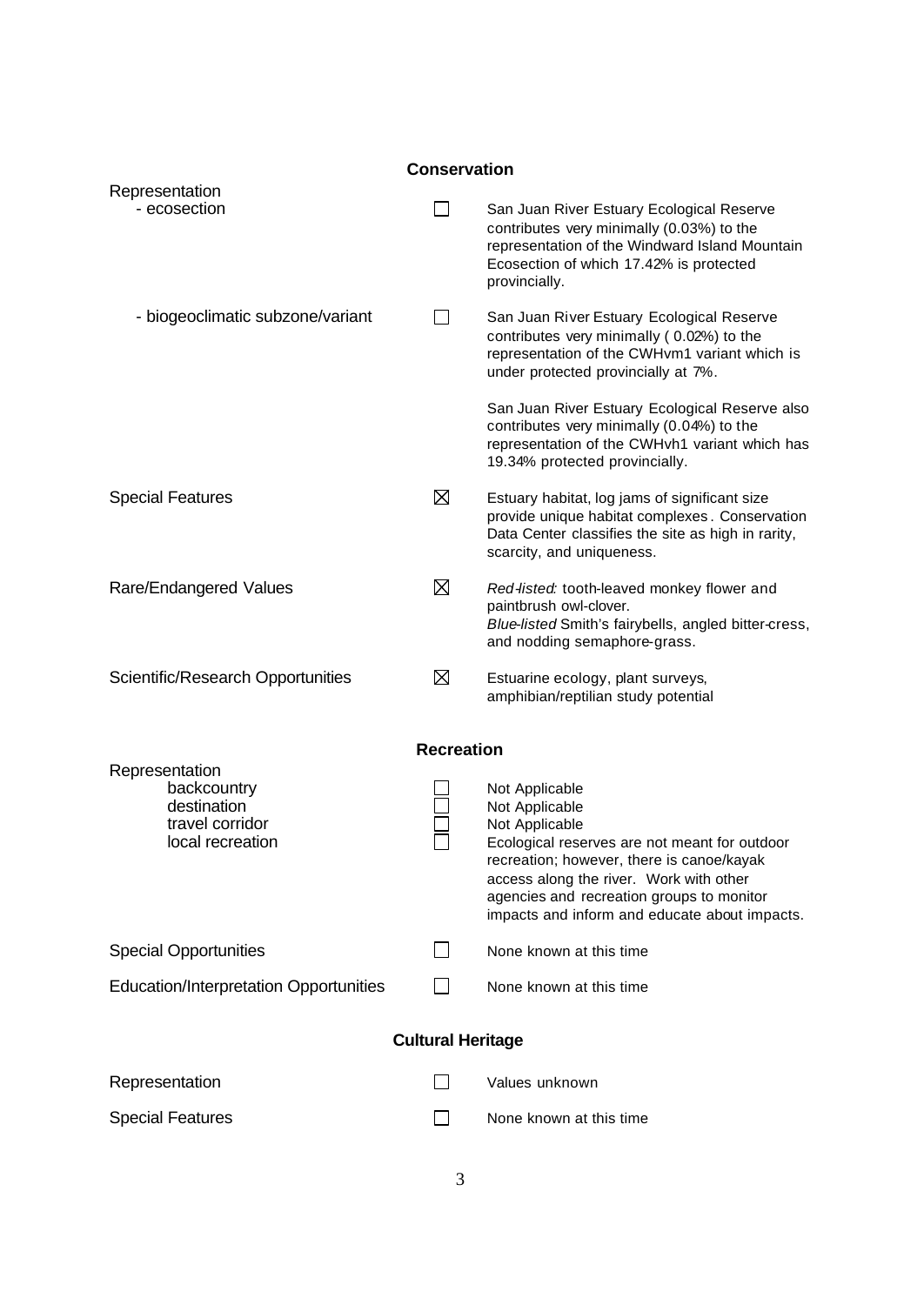## Conservation

| | | |
|---|---|---|
| Representation - ecosection | ☐ | San Juan River Estuary Ecological Reserve contributes very minimally (0.03%) to the representation of the Windward Island Mountain Ecosection of which 17.42% is protected provincially. |
| - biogeoclimatic subzone/variant | ☐ | San Juan River Estuary Ecological Reserve contributes very minimally ( 0.02%) to the representation of the CWHvm1 variant which is under protected provincially at 7%.<br><br>San Juan River Estuary Ecological Reserve also contributes very minimally (0.04%) to the representation of the CWHvh1 variant which has 19.34% protected provincially. |
| Special Features | ☒ | Estuary habitat, log jams of significant size provide unique habitat complexes. Conservation Data Center classifies the site as high in rarity, scarcity, and uniqueness. |
| Rare/Endangered Values | ☒ | *Red-listed:* tooth-leaved monkey flower and paintbrush owl-clover.<br>*Blue-listed* Smith's fairybells, angled bitter-cress, and nodding semaphore-grass. |
| Scientific/Research Opportunities | ☒ | Estuarine ecology, plant surveys, amphibian/reptilian study potential |

## Recreation

| | | |
|---|---|---|
| Representation | | |
| backcountry | ☐ | Not Applicable |
| destination | ☐ | Not Applicable |
| travel corridor | ☐ | Not Applicable |
| local recreation | ☐ | Ecological reserves are not meant for outdoor recreation; however, there is canoe/kayak access along the river. Work with other agencies and recreation groups to monitor impacts and inform and educate about impacts. |
| Special Opportunities | ☐ | None known at this time |
| Education/Interpretation Opportunities | ☐ | None known at this time |

## Cultural Heritage

| | | |
|---|---|---|
| Representation | ☐ | Values unknown |
| Special Features | ☐ | None known at this time |